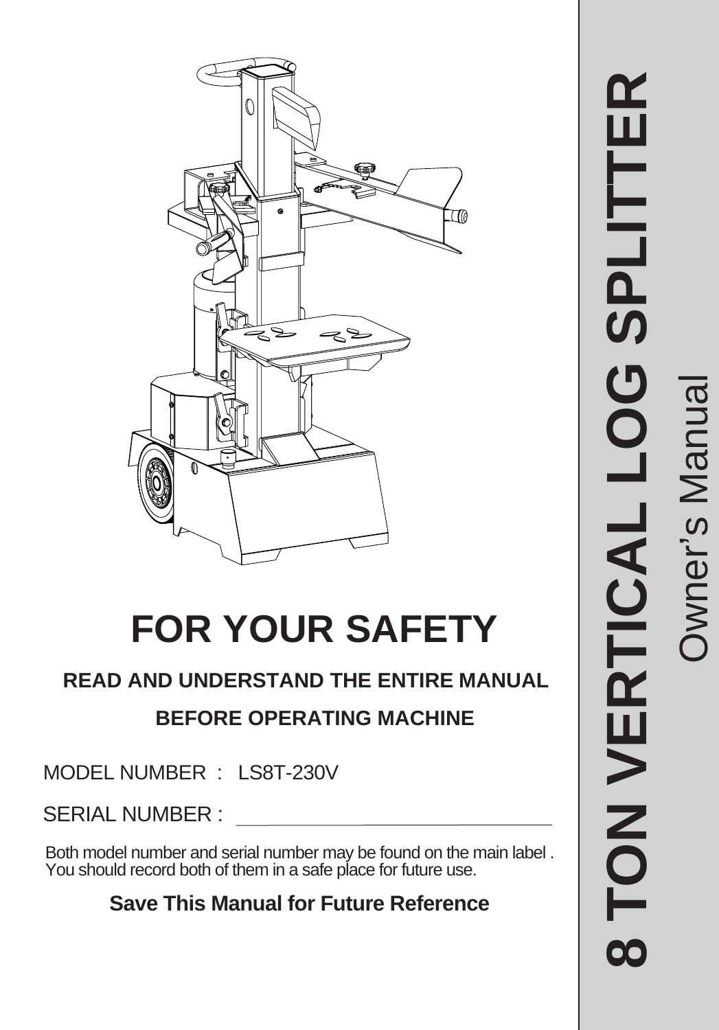# 8 TON VERTICAL LOG SPLITTER

Owner's Manual

# FOR YOUR SAFETY

**READ AND UNDERSTAND THE ENTIRE MANUAL**

**BEFORE OPERATING MACHINE**

MODEL NUMBER : LS8T-230V

SERIAL NUMBER : ____________________________

Both model number and serial number may be found on the main label . You should record both of them in a safe place for future use.

**Save This Manual for Future Reference**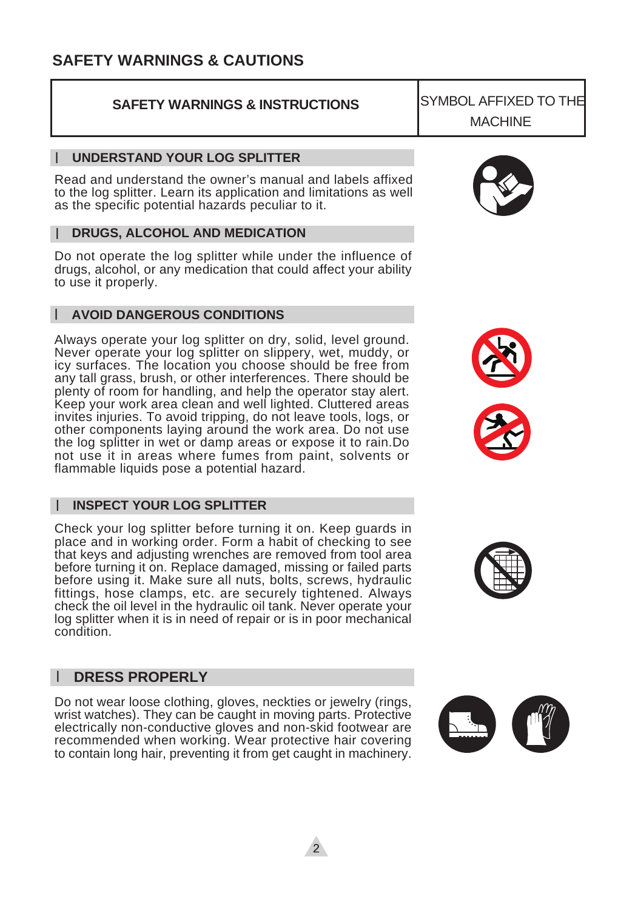# SAFETY WARNINGS & CAUTIONS

| SAFETY WARNINGS & INSTRUCTIONS | SYMBOL AFFIXED TO THE MACHINE |
| --- | --- |

## UNDERSTAND YOUR LOG SPLITTER

Read and understand the owner's manual and labels affixed to the log splitter. Learn its application and limitations as well as the specific potential hazards peculiar to it.

## DRUGS, ALCOHOL AND MEDICATION

Do not operate the log splitter while under the influence of drugs, alcohol, or any medication that could affect your ability to use it properly.

## AVOID DANGEROUS CONDITIONS

Always operate your log splitter on dry, solid, level ground. Never operate your log splitter on slippery, wet, muddy, or icy surfaces. The location you choose should be free from any tall grass, brush, or other interferences. There should be plenty of room for handling, and help the operator stay alert. Keep your work area clean and well lighted. Cluttered areas invites injuries. To avoid tripping, do not leave tools, logs, or other components laying around the work area. Do not use the log splitter in wet or damp areas or expose it to rain.Do not use it in areas where fumes from paint, solvents or flammable liquids pose a potential hazard.

## INSPECT YOUR LOG SPLITTER

Check your log splitter before turning it on. Keep guards in place and in working order. Form a habit of checking to see that keys and adjusting wrenches are removed from tool area before turning it on. Replace damaged, missing or failed parts before using it. Make sure all nuts, bolts, screws, hydraulic fittings, hose clamps, etc. are securely tightened. Always check the oil level in the hydraulic oil tank. Never operate your log splitter when it is in need of repair or is in poor mechanical condition.

## DRESS PROPERLY

Do not wear loose clothing, gloves, neckties or jewelry (rings, wrist watches). They can be caught in moving parts. Protective electrically non-conductive gloves and non-skid footwear are recommended when working. Wear protective hair covering to contain long hair, preventing it from get caught in machinery.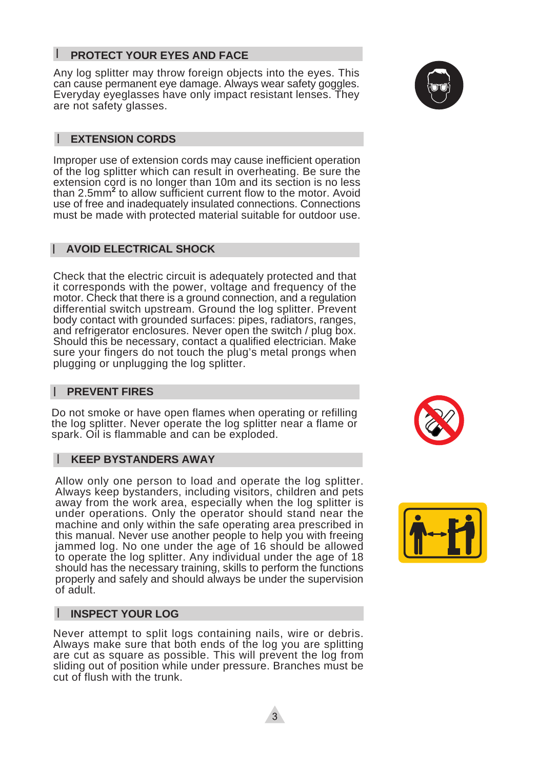## PROTECT YOUR EYES AND FACE

Any log splitter may throw foreign objects into the eyes. This can cause permanent eye damage. Always wear safety goggles. Everyday eyeglasses have only impact resistant lenses. They are not safety glasses.

## EXTENSION CORDS

Improper use of extension cords may cause inefficient operation of the log splitter which can result in overheating. Be sure the extension cord is no longer than 10m and its section is no less than 2.5mm$^2$ to allow sufficient current flow to the motor. Avoid use of free and inadequately insulated connections. Connections must be made with protected material suitable for outdoor use.

## AVOID ELECTRICAL SHOCK

Check that the electric circuit is adequately protected and that it corresponds with the power, voltage and frequency of the motor. Check that there is a ground connection, and a regulation differential switch upstream. Ground the log splitter. Prevent body contact with grounded surfaces: pipes, radiators, ranges, and refrigerator enclosures. Never open the switch / plug box. Should this be necessary, contact a qualified electrician. Make sure your fingers do not touch the plug's metal prongs when plugging or unplugging the log splitter.

## PREVENT FIRES

Do not smoke or have open flames when operating or refilling the log splitter. Never operate the log splitter near a flame or spark. Oil is flammable and can be exploded.

## KEEP BYSTANDERS AWAY

Allow only one person to load and operate the log splitter. Always keep bystanders, including visitors, children and pets away from the work area, especially when the log splitter is under operations. Only the operator should stand near the machine and only within the safe operating area prescribed in this manual. Never use another people to help you with freeing jammed log. No one under the age of 16 should be allowed to operate the log splitter. Any individual under the age of 18 should has the necessary training, skills to perform the functions properly and safely and should always be under the supervision of adult.

## INSPECT YOUR LOG

Never attempt to split logs containing nails, wire or debris. Always make sure that both ends of the log you are splitting are cut as square as possible. This will prevent the log from sliding out of position while under pressure. Branches must be cut of flush with the trunk.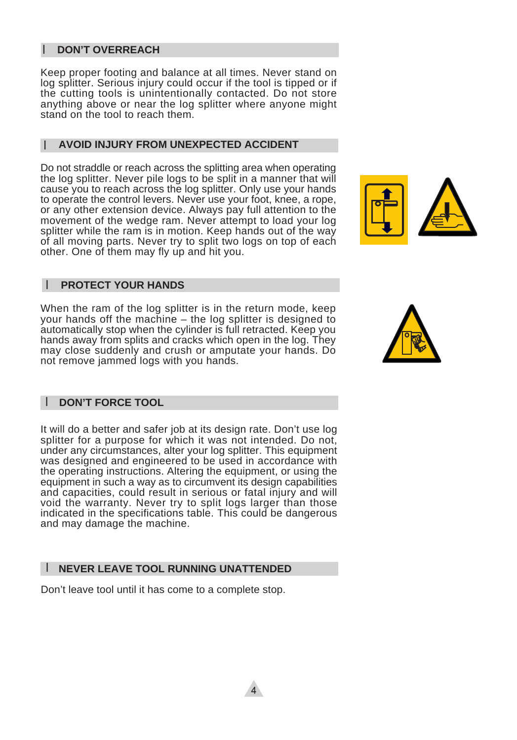## DON'T OVERREACH

Keep proper footing and balance at all times. Never stand on log splitter. Serious injury could occur if the tool is tipped or if the cutting tools is unintentionally contacted. Do not store anything above or near the log splitter where anyone might stand on the tool to reach them.

## AVOID INJURY FROM UNEXPECTED ACCIDENT

Do not straddle or reach across the splitting area when operating the log splitter. Never pile logs to be split in a manner that will cause you to reach across the log splitter. Only use your hands to operate the control levers. Never use your foot, knee, a rope, or any other extension device. Always pay full attention to the movement of the wedge ram. Never attempt to load your log splitter while the ram is in motion. Keep hands out of the way of all moving parts. Never try to split two logs on top of each other. One of them may fly up and hit you.

## PROTECT YOUR HANDS

When the ram of the log splitter is in the return mode, keep your hands off the machine – the log splitter is designed to automatically stop when the cylinder is full retracted. Keep you hands away from splits and cracks which open in the log. They may close suddenly and crush or amputate your hands. Do not remove jammed logs with you hands.

## DON'T FORCE TOOL

It will do a better and safer job at its design rate. Don't use log splitter for a purpose for which it was not intended. Do not, under any circumstances, alter your log splitter. This equipment was designed and engineered to be used in accordance with the operating instructions. Altering the equipment, or using the equipment in such a way as to circumvent its design capabilities and capacities, could result in serious or fatal injury and will void the warranty. Never try to split logs larger than those indicated in the specifications table. This could be dangerous and may damage the machine.

## NEVER LEAVE TOOL RUNNING UNATTENDED

Don't leave tool until it has come to a complete stop.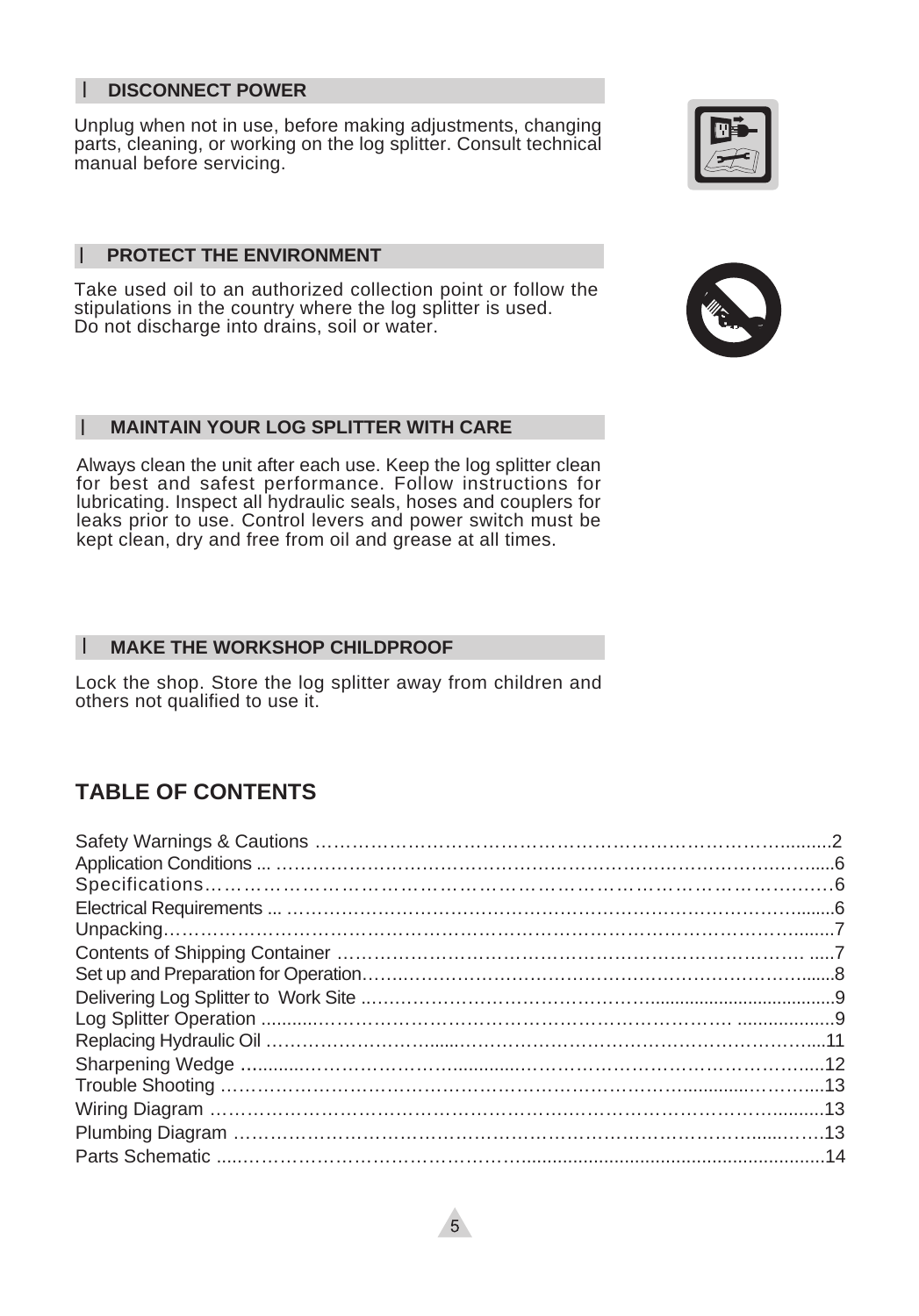## DISCONNECT POWER

Unplug when not in use, before making adjustments, changing parts, cleaning, or working on the log splitter. Consult technical manual before servicing.

## PROTECT THE ENVIRONMENT

Take used oil to an authorized collection point or follow the stipulations in the country where the log splitter is used. Do not discharge into drains, soil or water.

## MAINTAIN YOUR LOG SPLITTER WITH CARE

Always clean the unit after each use. Keep the log splitter clean for best and safest performance. Follow instructions for lubricating. Inspect all hydraulic seals, hoses and couplers for leaks prior to use. Control levers and power switch must be kept clean, dry and free from oil and grease at all times.

## MAKE THE WORKSHOP CHILDPROOF

Lock the shop. Store the log splitter away from children and others not qualified to use it.

# TABLE OF CONTENTS

| | |
|---|---|
| Safety Warnings & Cautions | 2 |
| Application Conditions | 6 |
| Specifications | 6 |
| Electrical Requirements | 6 |
| Unpacking | 7 |
| Contents of Shipping Container | 7 |
| Set up and Preparation for Operation | 8 |
| Delivering Log Splitter to Work Site | 9 |
| Log Splitter Operation | 9 |
| Replacing Hydraulic Oil | 11 |
| Sharpening Wedge | 12 |
| Trouble Shooting | 13 |
| Wiring Diagram | 13 |
| Plumbing Diagram | 13 |
| Parts Schematic | 14 |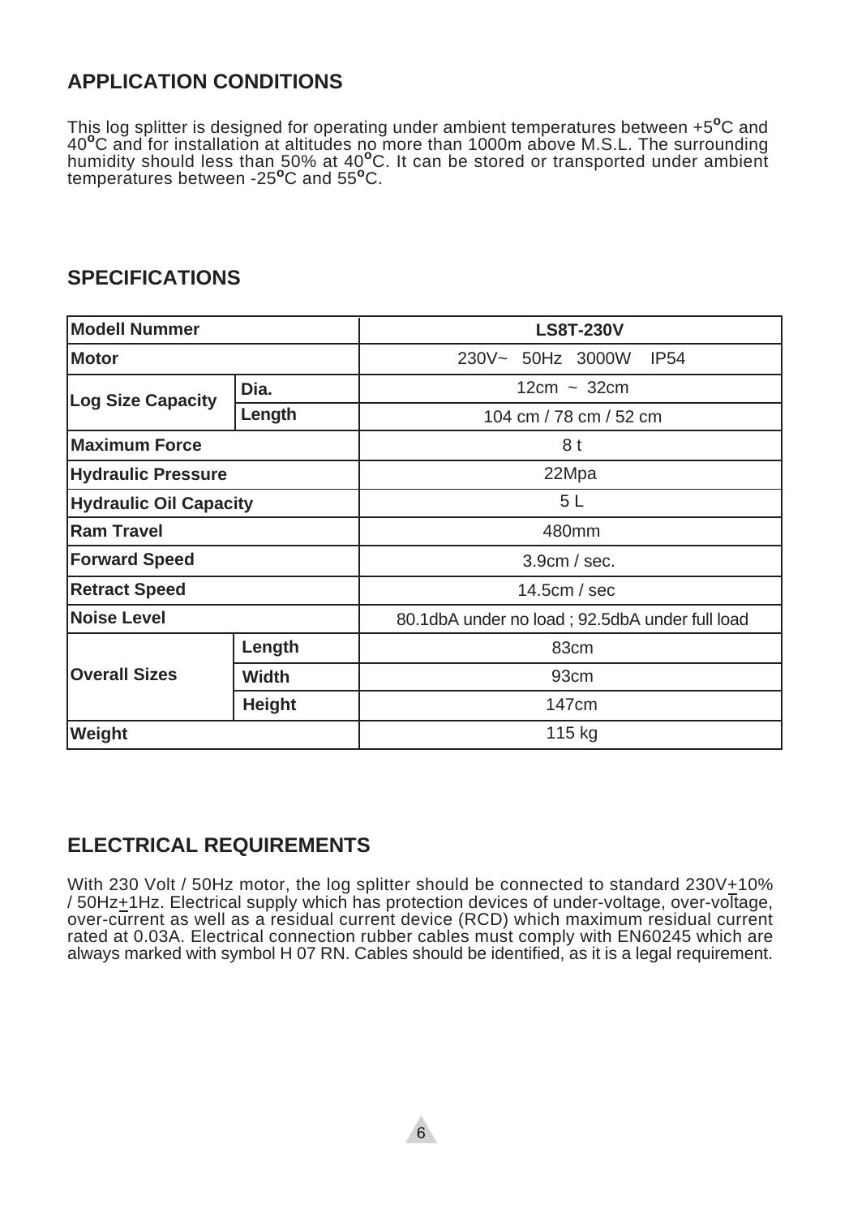## APPLICATION CONDITIONS

This log splitter is designed for operating under ambient temperatures between +5°C and 40°C and for installation at altitudes no more than 1000m above M.S.L. The surrounding humidity should less than 50% at 40°C. It can be stored or transported under ambient temperatures between -25°C and 55°C.

## SPECIFICATIONS

| Modell Nummer | | LS8T-230V |
|---|---|---|
| Motor | | 230V~ 50Hz 3000W IP54 |
| Log Size Capacity | Dia. | 12cm ~ 32cm |
| | Length | 104 cm / 78 cm / 52 cm |
| Maximum Force | | 8 t |
| Hydraulic Pressure | | 22Mpa |
| Hydraulic Oil Capacity | | 5 L |
| Ram Travel | | 480mm |
| Forward Speed | | 3.9cm / sec. |
| Retract Speed | | 14.5cm / sec |
| Noise Level | | 80.1dbA under no load ; 92.5dbA under full load |
| Overall Sizes | Length | 83cm |
| | Width | 93cm |
| | Height | 147cm |
| Weight | | 115 kg |

## ELECTRICAL REQUIREMENTS

With 230 Volt / 50Hz motor, the log splitter should be connected to standard 230V±10% / 50Hz±1Hz. Electrical supply which has protection devices of under-voltage, over-voltage, over-current as well as a residual current device (RCD) which maximum residual current rated at 0.03A. Electrical connection rubber cables must comply with EN60245 which are always marked with symbol H 07 RN. Cables should be identified, as it is a legal requirement.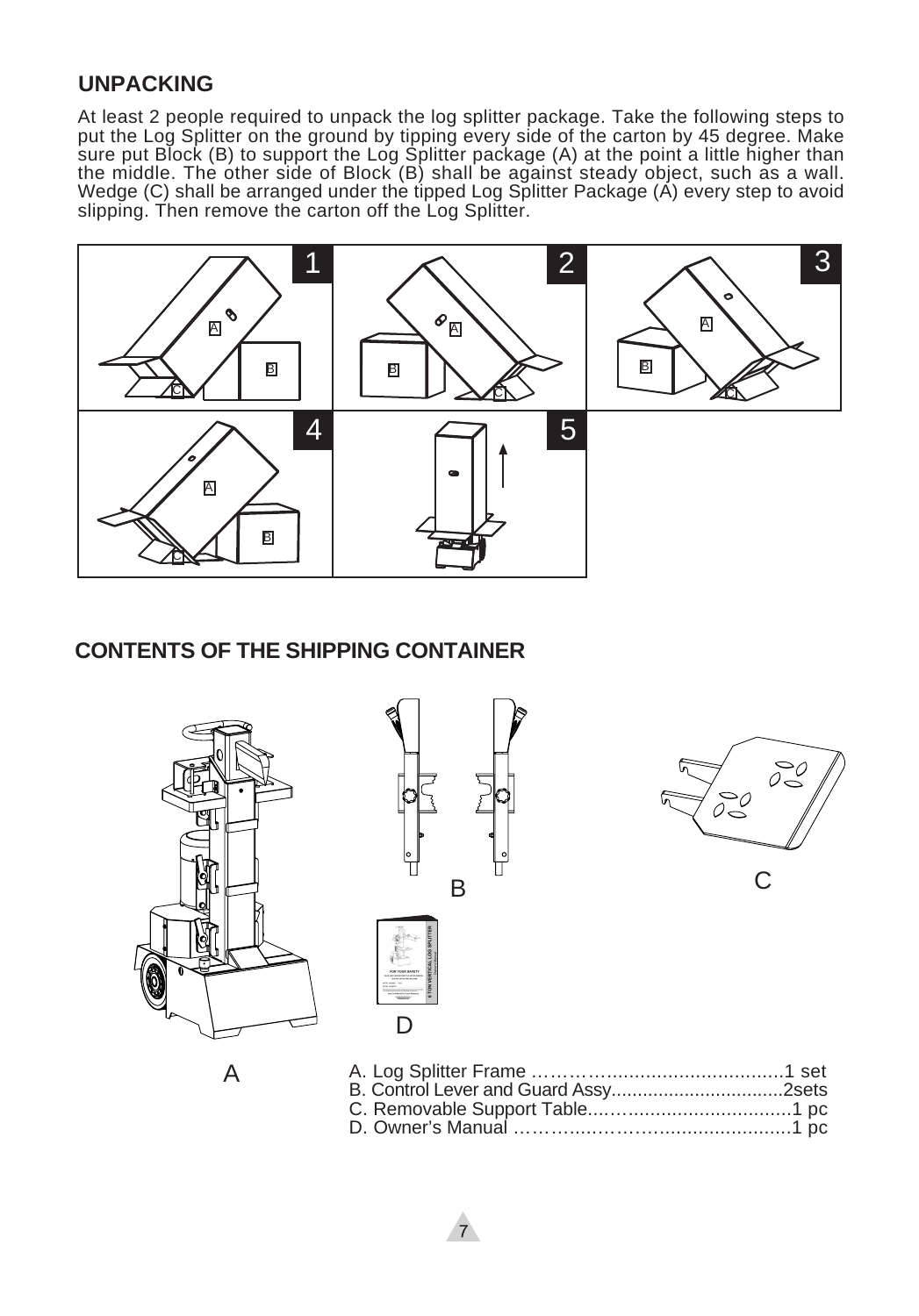## UNPACKING

At least 2 people required to unpack the log splitter package. Take the following steps to put the Log Splitter on the ground by tipping every side of the carton by 45 degree. Make sure put Block (B) to support the Log Splitter package (A) at the point a little higher than the middle. The other side of Block (B) shall be against steady object, such as a wall. Wedge (C) shall be arranged under the tipped Log Splitter Package (A) every step to avoid slipping. Then remove the carton off the Log Splitter.

## CONTENTS OF THE SHIPPING CONTAINER

- A. Log Splitter Frame ……………..............................1 set
- B. Control Lever and Guard Assy.................................2sets
- C. Removable Support Table..…...............................1 pc
- D. Owner's Manual …………....………..........................1 pc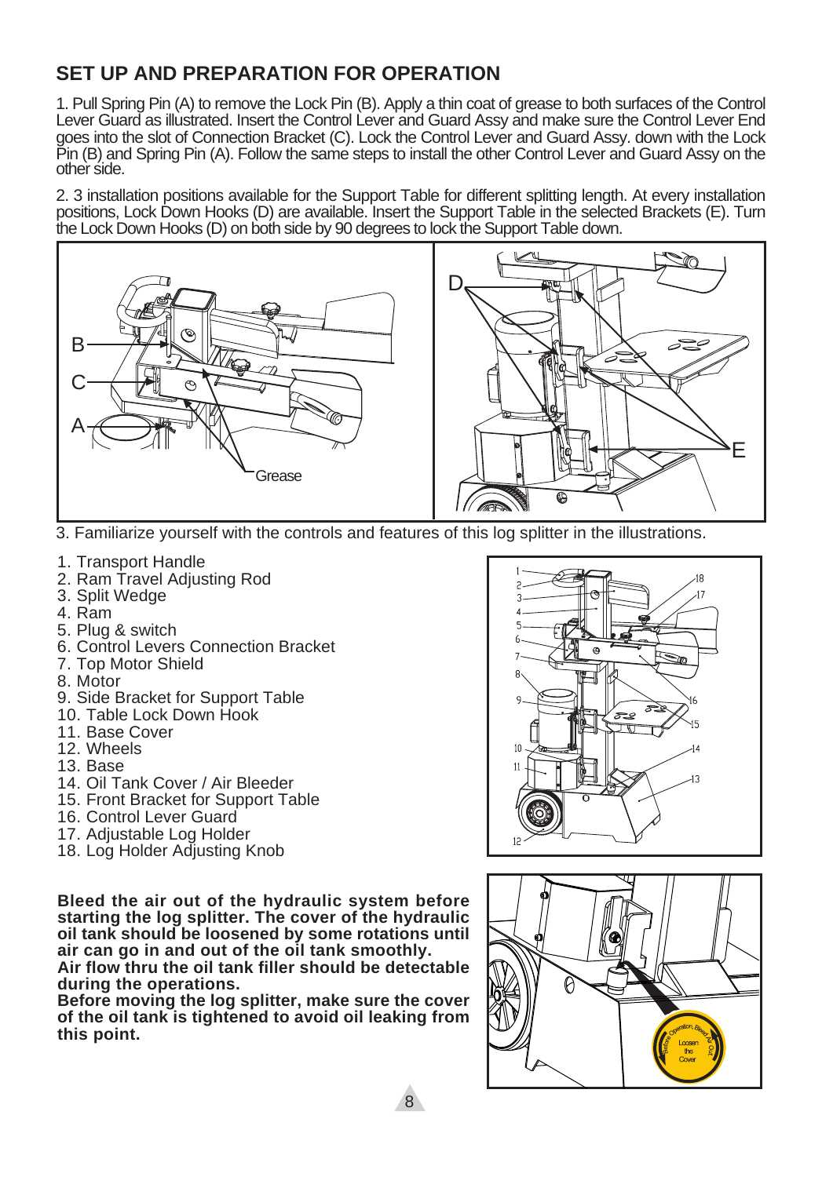## SET UP AND PREPARATION FOR OPERATION

1. Pull Spring Pin (A) to remove the Lock Pin (B). Apply a thin coat of grease to both surfaces of the Control Lever Guard as illustrated. Insert the Control Lever and Guard Assy and make sure the Control Lever End goes into the slot of Connection Bracket (C). Lock the Control Lever and Guard Assy. down with the Lock Pin (B) and Spring Pin (A). Follow the same steps to install the other Control Lever and Guard Assy on the other side.

2. 3 installation positions available for the Support Table for different splitting length. At every installation positions, Lock Down Hooks (D) are available. Insert the Support Table in the selected Brackets (E). Turn the Lock Down Hooks (D) on both side by 90 degrees to lock the Support Table down.

3. Familiarize yourself with the controls and features of this log splitter in the illustrations.

1. Transport Handle
2. Ram Travel Adjusting Rod
3. Split Wedge
4. Ram
5. Plug & switch
6. Control Levers Connection Bracket
7. Top Motor Shield
8. Motor
9. Side Bracket for Support Table
10. Table Lock Down Hook
11. Base Cover
12. Wheels
13. Base
14. Oil Tank Cover / Air Bleeder
15. Front Bracket for Support Table
16. Control Lever Guard
17. Adjustable Log Holder
18. Log Holder Adjusting Knob

**Bleed the air out of the hydraulic system before starting the log splitter. The cover of the hydraulic oil tank should be loosened by some rotations until air can go in and out of the oil tank smoothly.**
**Air flow thru the oil tank filler should be detectable during the operations.**
**Before moving the log splitter, make sure the cover of the oil tank is tightened to avoid oil leaking from this point.**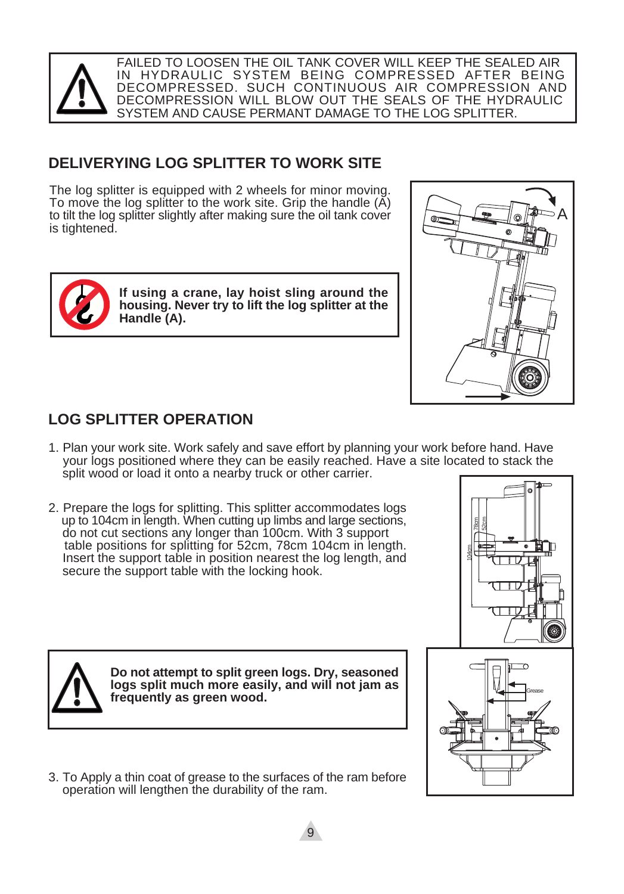FAILED TO LOOSEN THE OIL TANK COVER WILL KEEP THE SEALED AIR IN HYDRAULIC SYSTEM BEING COMPRESSED AFTER BEING DECOMPRESSED. SUCH CONTINUOUS AIR COMPRESSION AND DECOMPRESSION WILL BLOW OUT THE SEALS OF THE HYDRAULIC SYSTEM AND CAUSE PERMANT DAMAGE TO THE LOG SPLITTER.

## DELIVERYING LOG SPLITTER TO WORK SITE

The log splitter is equipped with 2 wheels for minor moving. To move the log splitter to the work site. Grip the handle (A) to tilt the log splitter slightly after making sure the oil tank cover is tightened.

**If using a crane, lay hoist sling around the housing. Never try to lift the log splitter at the Handle (A).**

## LOG SPLITTER OPERATION

1. Plan your work site. Work safely and save effort by planning your work before hand. Have your logs positioned where they can be easily reached. Have a site located to stack the split wood or load it onto a nearby truck or other carrier.

2. Prepare the logs for splitting. This splitter accommodates logs up to 104cm in length. When cutting up limbs and large sections, do not cut sections any longer than 100cm. With 3 support table positions for splitting for 52cm, 78cm 104cm in length. Insert the support table in position nearest the log length, and secure the support table with the locking hook.

**Do not attempt to split green logs. Dry, seasoned logs split much more easily, and will not jam as frequently as green wood.**

3. To Apply a thin coat of grease to the surfaces of the ram before operation will lengthen the durability of the ram.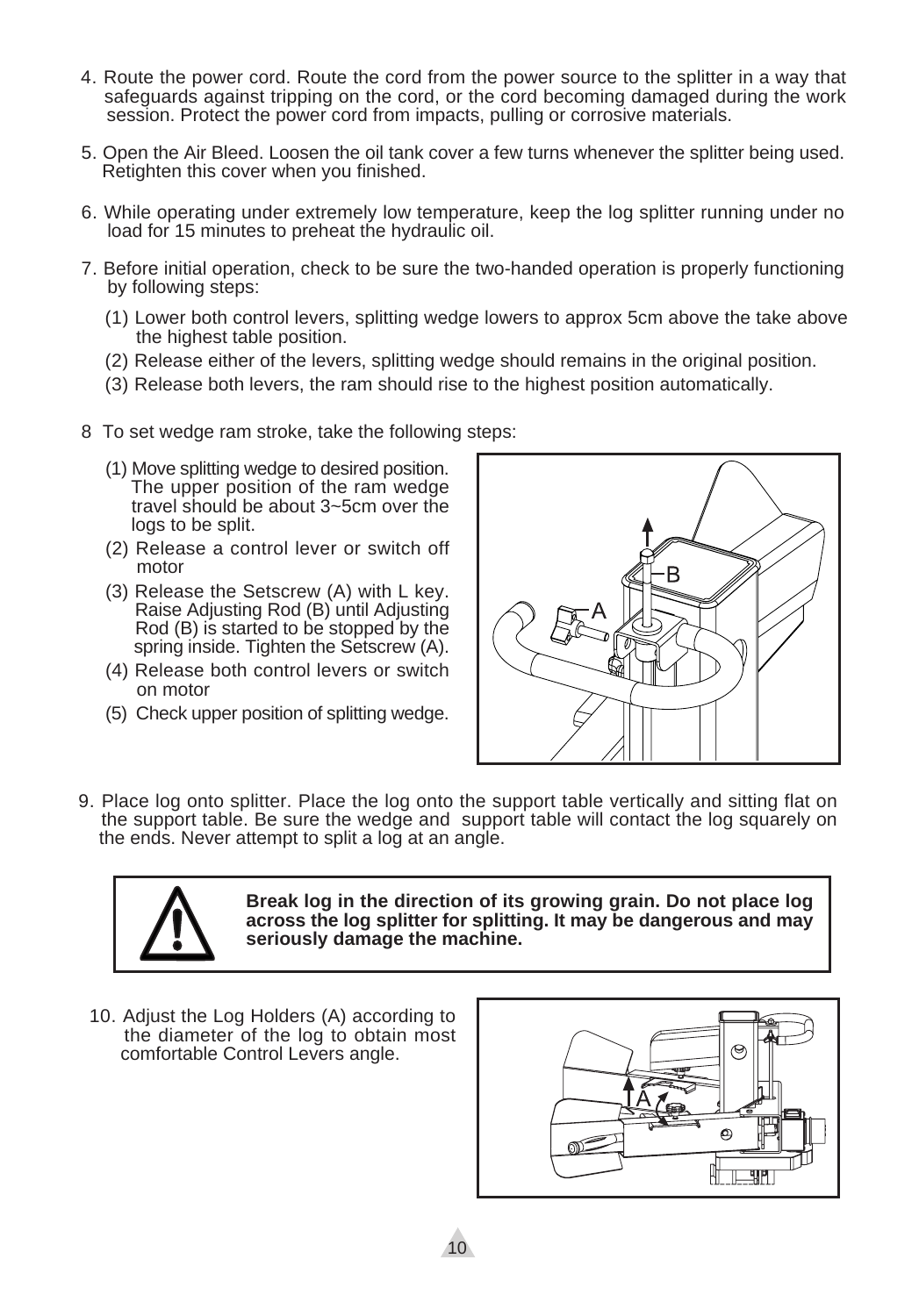4. Route the power cord. Route the cord from the power source to the splitter in a way that safeguards against tripping on the cord, or the cord becoming damaged during the work session. Protect the power cord from impacts, pulling or corrosive materials.

5. Open the Air Bleed. Loosen the oil tank cover a few turns whenever the splitter being used. Retighten this cover when you finished.

6. While operating under extremely low temperature, keep the log splitter running under no load for 15 minutes to preheat the hydraulic oil.

7. Before initial operation, check to be sure the two-handed operation is properly functioning by following steps:

   (1) Lower both control levers, splitting wedge lowers to approx 5cm above the take above the highest table position.

   (2) Release either of the levers, splitting wedge should remains in the original position.

   (3) Release both levers, the ram should rise to the highest position automatically.

8 To set wedge ram stroke, take the following steps:

   (1) Move splitting wedge to desired position. The upper position of the ram wedge travel should be about 3~5cm over the logs to be split.

   (2) Release a control lever or switch off motor

   (3) Release the Setscrew (A) with L key. Raise Adjusting Rod (B) until Adjusting Rod (B) is started to be stopped by the spring inside. Tighten the Setscrew (A).

   (4) Release both control levers or switch on motor

   (5) Check upper position of splitting wedge.

9. Place log onto splitter. Place the log onto the support table vertically and sitting flat on the support table. Be sure the wedge and support table will contact the log squarely on the ends. Never attempt to split a log at an angle.

**Break log in the direction of its growing grain. Do not place log across the log splitter for splitting. It may be dangerous and may seriously damage the machine.**

10. Adjust the Log Holders (A) according to the diameter of the log to obtain most comfortable Control Levers angle.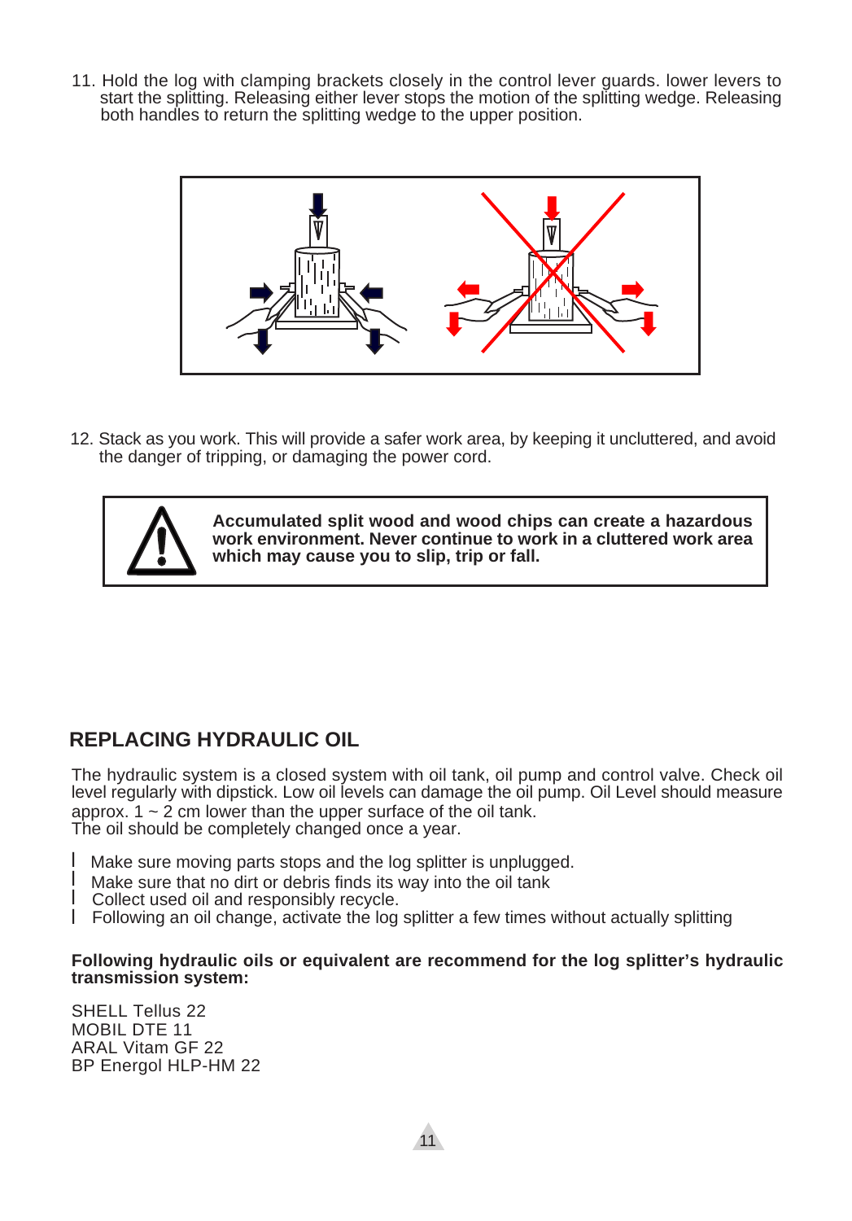11. Hold the log with clamping brackets closely in the control lever guards. lower levers to start the splitting. Releasing either lever stops the motion of the splitting wedge. Releasing both handles to return the splitting wedge to the upper position.

12. Stack as you work. This will provide a safer work area, by keeping it uncluttered, and avoid the danger of tripping, or damaging the power cord.

**Accumulated split wood and wood chips can create a hazardous work environment. Never continue to work in a cluttered work area which may cause you to slip, trip or fall.**

## REPLACING HYDRAULIC OIL

The hydraulic system is a closed system with oil tank, oil pump and control valve. Check oil level regularly with dipstick. Low oil levels can damage the oil pump. Oil Level should measure approx. 1 ~ 2 cm lower than the upper surface of the oil tank.
The oil should be completely changed once a year.

- Make sure moving parts stops and the log splitter is unplugged.
- Make sure that no dirt or debris finds its way into the oil tank
- Collect used oil and responsibly recycle.
- Following an oil change, activate the log splitter a few times without actually splitting

**Following hydraulic oils or equivalent are recommend for the log splitter's hydraulic transmission system:**

SHELL Tellus 22
MOBIL DTE 11
ARAL Vitam GF 22
BP Energol HLP-HM 22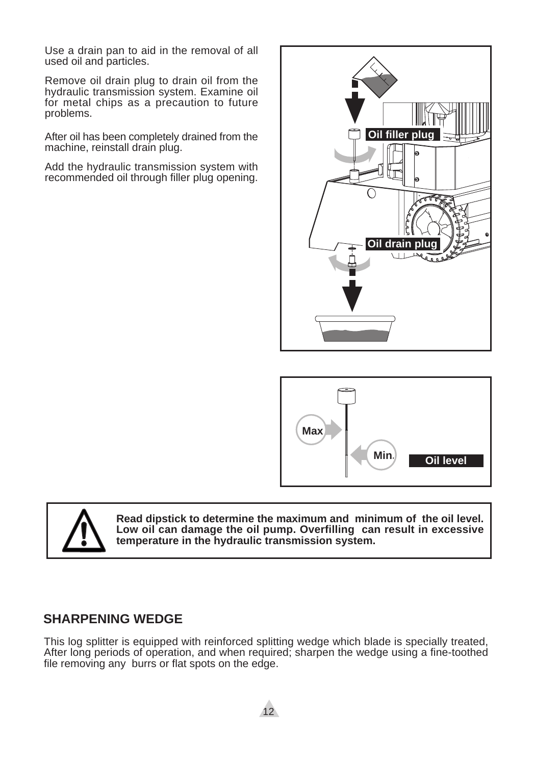Use a drain pan to aid in the removal of all used oil and particles.

Remove oil drain plug to drain oil from the hydraulic transmission system. Examine oil for metal chips as a precaution to future problems.

After oil has been completely drained from the machine, reinstall drain plug.

Add the hydraulic transmission system with recommended oil through filler plug opening.

Oil filler plug

Oil drain plug

Max

Min.

Oil level

**Read dipstick to determine the maximum and minimum of the oil level. Low oil can damage the oil pump. Overfilling can result in excessive temperature in the hydraulic transmission system.**

## SHARPENING WEDGE

This log splitter is equipped with reinforced splitting wedge which blade is specially treated, After long periods of operation, and when required; sharpen the wedge using a fine-toothed file removing any burrs or flat spots on the edge.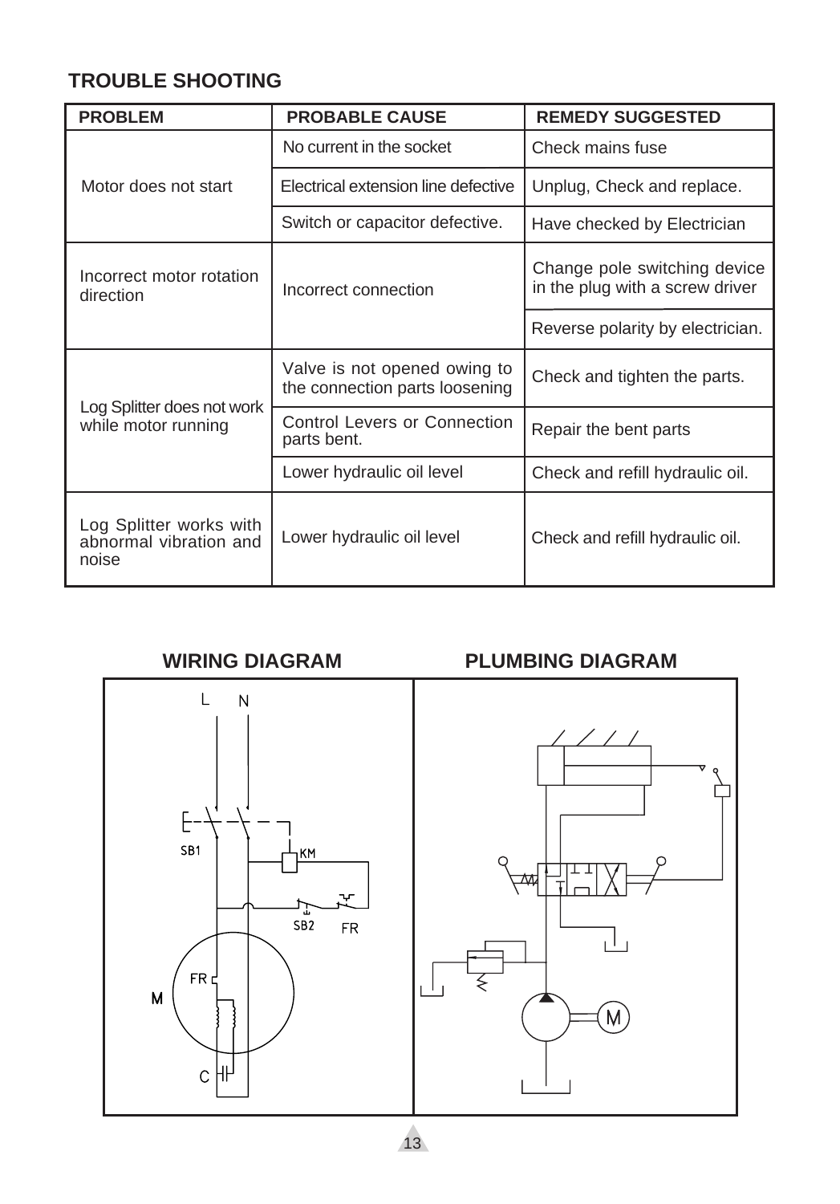## TROUBLE SHOOTING

| PROBLEM | PROBABLE CAUSE | REMEDY SUGGESTED |
|---|---|---|
| Motor does not start | No current in the socket | Check mains fuse |
| | Electrical extension line defective | Unplug, Check and replace. |
| | Switch or capacitor defective. | Have checked by Electrician |
| Incorrect motor rotation direction | Incorrect connection | Change pole switching device in the plug with a screw driver |
| | | Reverse polarity by electrician. |
| Log Splitter does not work while motor running | Valve is not opened owing to the connection parts loosening | Check and tighten the parts. |
| | Control Levers or Connection parts bent. | Repair the bent parts |
| | Lower hydraulic oil level | Check and refill hydraulic oil. |
| Log Splitter works with abnormal vibration and noise | Lower hydraulic oil level | Check and refill hydraulic oil. |

**WIRING DIAGRAM**

L N SB1 KM SB2 FR FR M C

**PLUMBING DIAGRAM**

M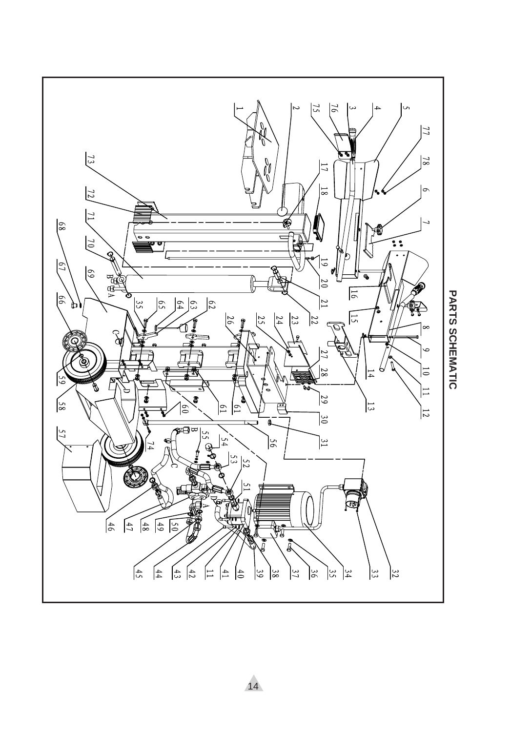# PARTS SCHEMATIC